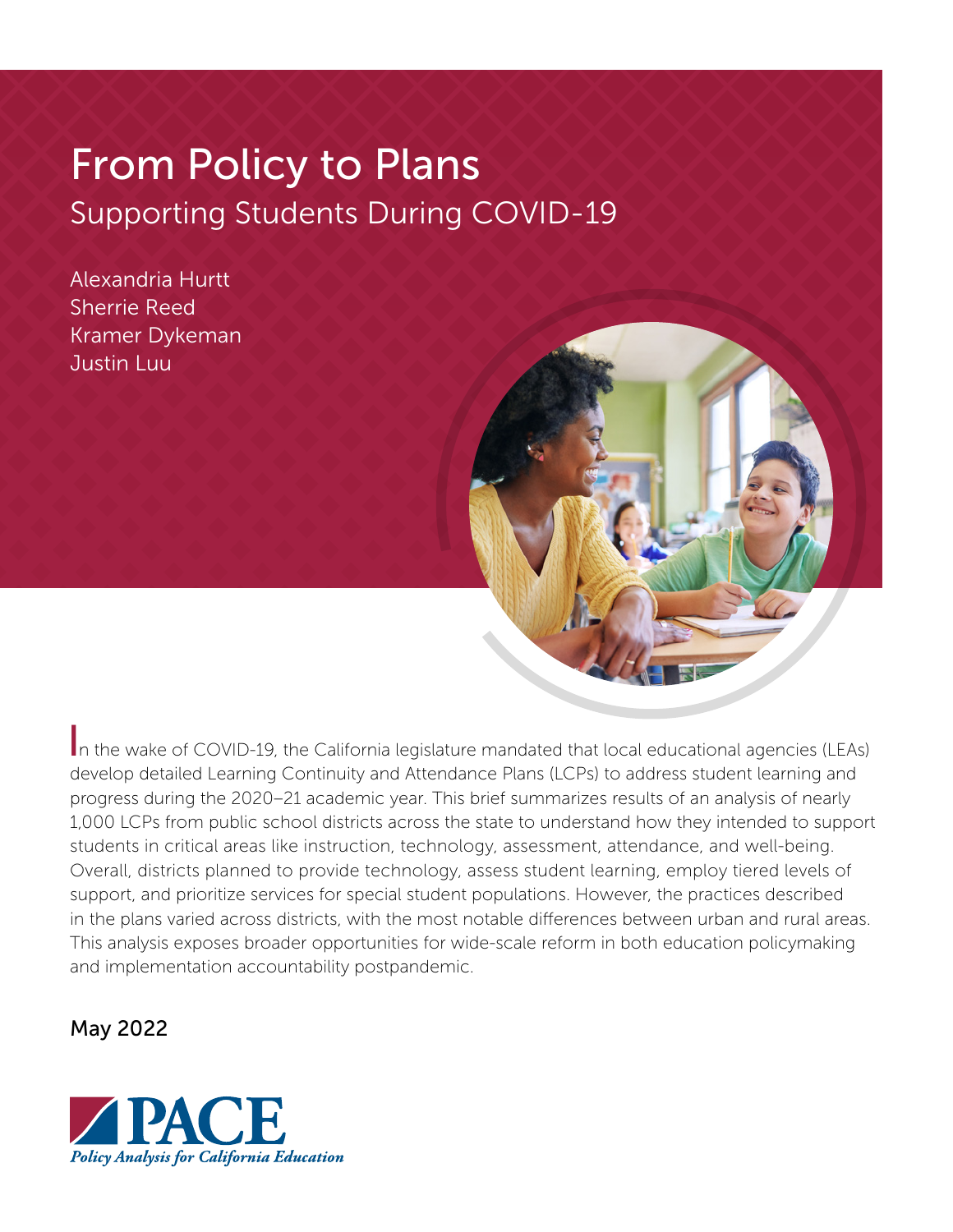# From Policy to Plans

## Supporting Students During COVID-19

Alexandria Hurtt
Sherrie Reed
Kramer Dykeman
Justin Luu

In the wake of COVID-19, the California legislature mandated that local educational agencies (LEAs) develop detailed Learning Continuity and Attendance Plans (LCPs) to address student learning and progress during the 2020–21 academic year. This brief summarizes results of an analysis of nearly 1,000 LCPs from public school districts across the state to understand how they intended to support students in critical areas like instruction, technology, assessment, attendance, and well-being. Overall, districts planned to provide technology, assess student learning, employ tiered levels of support, and prioritize services for special student populations. However, the practices described in the plans varied across districts, with the most notable differences between urban and rural areas. This analysis exposes broader opportunities for wide-scale reform in both education policymaking and implementation accountability postpandemic.

May 2022

PACE
*Policy Analysis for California Education*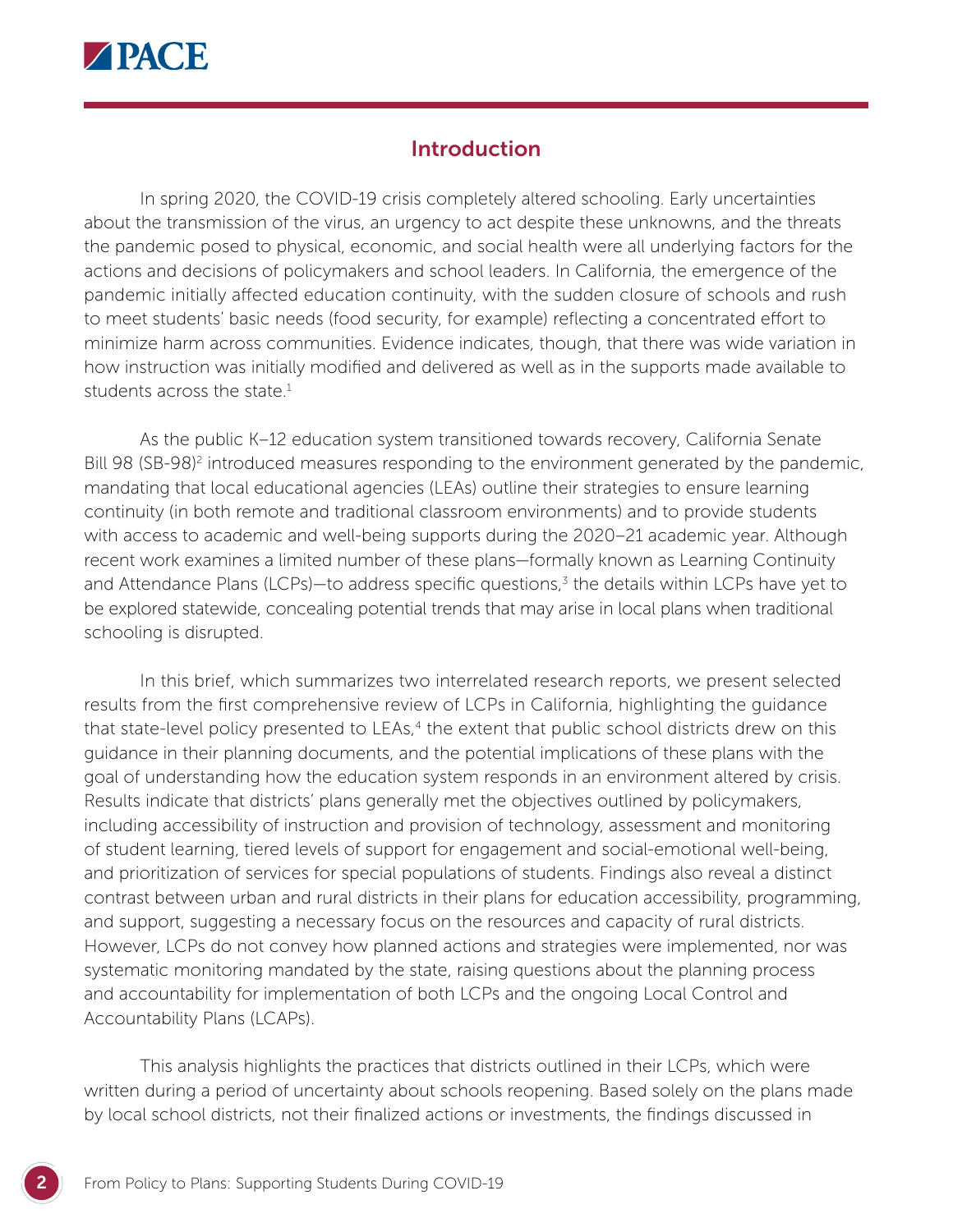## Introduction

In spring 2020, the COVID-19 crisis completely altered schooling. Early uncertainties about the transmission of the virus, an urgency to act despite these unknowns, and the threats the pandemic posed to physical, economic, and social health were all underlying factors for the actions and decisions of policymakers and school leaders. In California, the emergence of the pandemic initially affected education continuity, with the sudden closure of schools and rush to meet students' basic needs (food security, for example) reflecting a concentrated effort to minimize harm across communities. Evidence indicates, though, that there was wide variation in how instruction was initially modified and delivered as well as in the supports made available to students across the state.[1]

As the public K–12 education system transitioned towards recovery, California Senate Bill 98 (SB-98)[2] introduced measures responding to the environment generated by the pandemic, mandating that local educational agencies (LEAs) outline their strategies to ensure learning continuity (in both remote and traditional classroom environments) and to provide students with access to academic and well-being supports during the 2020–21 academic year. Although recent work examines a limited number of these plans—formally known as Learning Continuity and Attendance Plans (LCPs)—to address specific questions,[3] the details within LCPs have yet to be explored statewide, concealing potential trends that may arise in local plans when traditional schooling is disrupted.

In this brief, which summarizes two interrelated research reports, we present selected results from the first comprehensive review of LCPs in California, highlighting the guidance that state-level policy presented to LEAs,[4] the extent that public school districts drew on this guidance in their planning documents, and the potential implications of these plans with the goal of understanding how the education system responds in an environment altered by crisis. Results indicate that districts' plans generally met the objectives outlined by policymakers, including accessibility of instruction and provision of technology, assessment and monitoring of student learning, tiered levels of support for engagement and social-emotional well-being, and prioritization of services for special populations of students. Findings also reveal a distinct contrast between urban and rural districts in their plans for education accessibility, programming, and support, suggesting a necessary focus on the resources and capacity of rural districts. However, LCPs do not convey how planned actions and strategies were implemented, nor was systematic monitoring mandated by the state, raising questions about the planning process and accountability for implementation of both LCPs and the ongoing Local Control and Accountability Plans (LCAPs).

This analysis highlights the practices that districts outlined in their LCPs, which were written during a period of uncertainty about schools reopening. Based solely on the plans made by local school districts, not their finalized actions or investments, the findings discussed in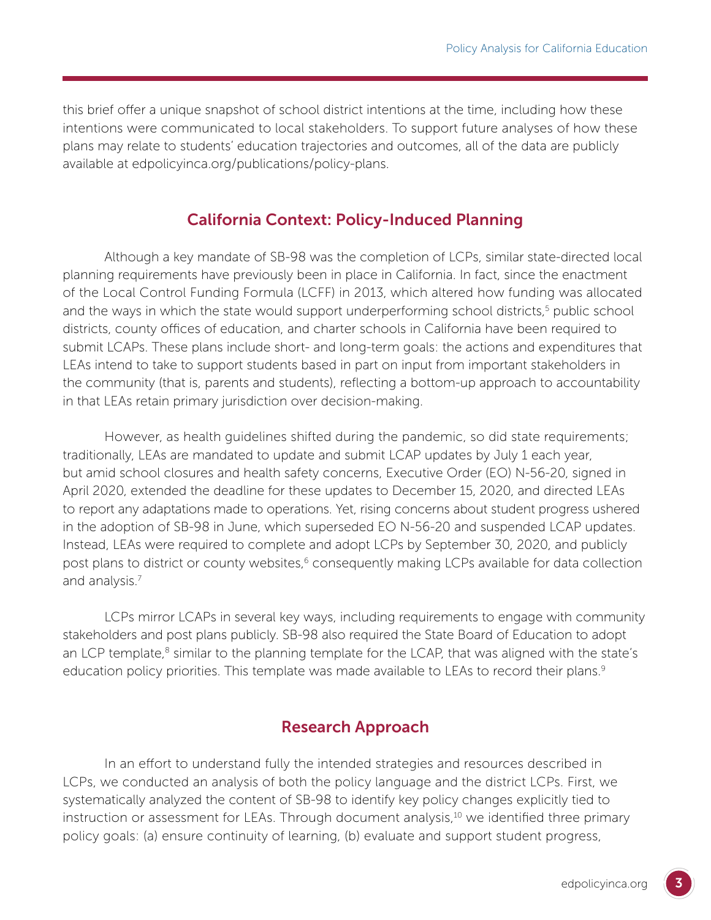this brief offer a unique snapshot of school district intentions at the time, including how these intentions were communicated to local stakeholders. To support future analyses of how these plans may relate to students' education trajectories and outcomes, all of the data are publicly available at edpolicyinca.org/publications/policy-plans.

## California Context: Policy-Induced Planning

Although a key mandate of SB-98 was the completion of LCPs, similar state-directed local planning requirements have previously been in place in California. In fact, since the enactment of the Local Control Funding Formula (LCFF) in 2013, which altered how funding was allocated and the ways in which the state would support underperforming school districts,[5] public school districts, county offices of education, and charter schools in California have been required to submit LCAPs. These plans include short- and long-term goals: the actions and expenditures that LEAs intend to take to support students based in part on input from important stakeholders in the community (that is, parents and students), reflecting a bottom-up approach to accountability in that LEAs retain primary jurisdiction over decision-making.

However, as health guidelines shifted during the pandemic, so did state requirements; traditionally, LEAs are mandated to update and submit LCAP updates by July 1 each year, but amid school closures and health safety concerns, Executive Order (EO) N-56-20, signed in April 2020, extended the deadline for these updates to December 15, 2020, and directed LEAs to report any adaptations made to operations. Yet, rising concerns about student progress ushered in the adoption of SB-98 in June, which superseded EO N-56-20 and suspended LCAP updates. Instead, LEAs were required to complete and adopt LCPs by September 30, 2020, and publicly post plans to district or county websites,[6] consequently making LCPs available for data collection and analysis.[7]

LCPs mirror LCAPs in several key ways, including requirements to engage with community stakeholders and post plans publicly. SB-98 also required the State Board of Education to adopt an LCP template,[8] similar to the planning template for the LCAP, that was aligned with the state's education policy priorities. This template was made available to LEAs to record their plans.[9]

## Research Approach

In an effort to understand fully the intended strategies and resources described in LCPs, we conducted an analysis of both the policy language and the district LCPs. First, we systematically analyzed the content of SB-98 to identify key policy changes explicitly tied to instruction or assessment for LEAs. Through document analysis,[10] we identified three primary policy goals: (a) ensure continuity of learning, (b) evaluate and support student progress,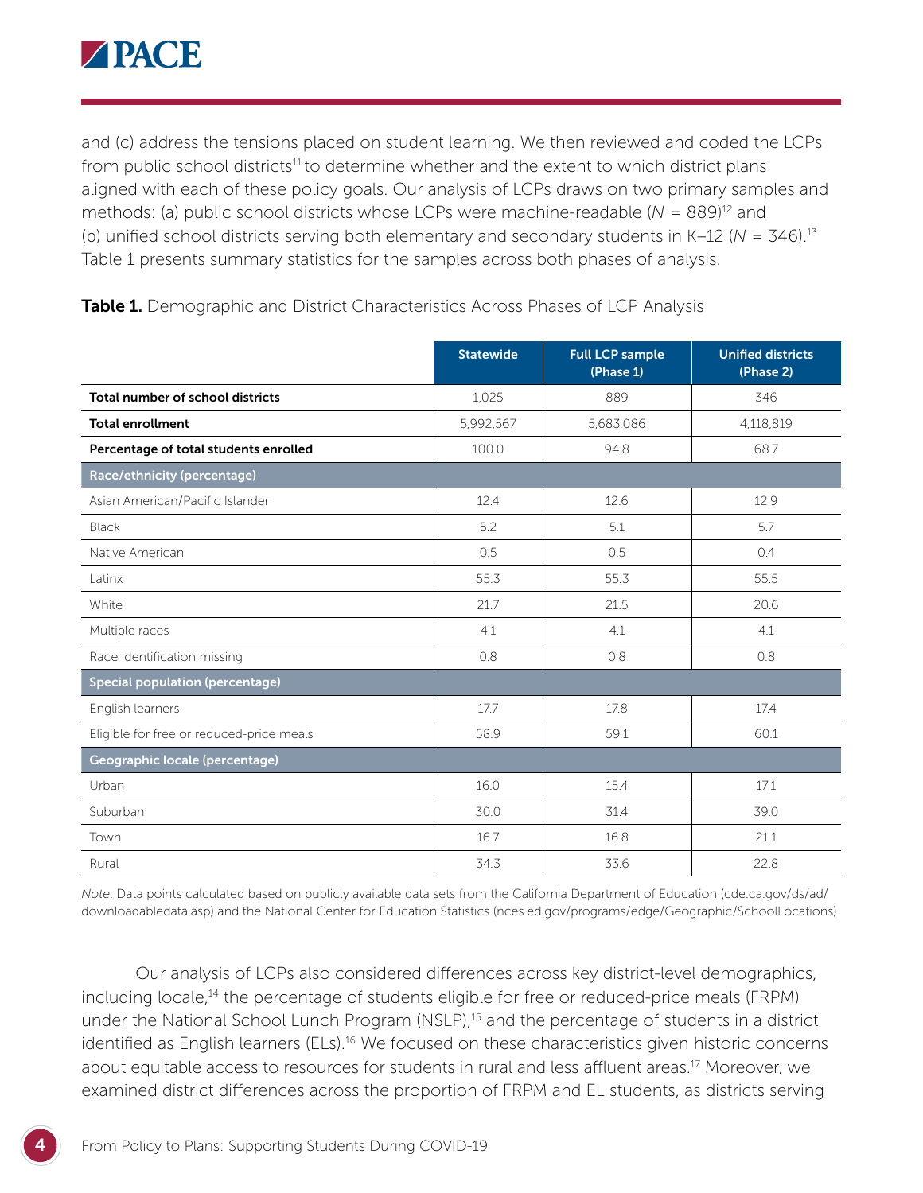and (c) address the tensions placed on student learning. We then reviewed and coded the LCPs from public school districts[11] to determine whether and the extent to which district plans aligned with each of these policy goals. Our analysis of LCPs draws on two primary samples and methods: (a) public school districts whose LCPs were machine-readable ($N$ = 889)[12] and (b) unified school districts serving both elementary and secondary students in K–12 ($N$ = 346).[13] Table 1 presents summary statistics for the samples across both phases of analysis.

**Table 1.** Demographic and District Characteristics Across Phases of LCP Analysis

| | Statewide | Full LCP sample (Phase 1) | Unified districts (Phase 2) |
|---|---|---|---|
| **Total number of school districts** | 1,025 | 889 | 346 |
| **Total enrollment** | 5,992,567 | 5,683,086 | 4,118,819 |
| **Percentage of total students enrolled** | 100.0 | 94.8 | 68.7 |
| **Race/ethnicity (percentage)** | | | |
| Asian American/Pacific Islander | 12.4 | 12.6 | 12.9 |
| Black | 5.2 | 5.1 | 5.7 |
| Native American | 0.5 | 0.5 | 0.4 |
| Latinx | 55.3 | 55.3 | 55.5 |
| White | 21.7 | 21.5 | 20.6 |
| Multiple races | 4.1 | 4.1 | 4.1 |
| Race identification missing | 0.8 | 0.8 | 0.8 |
| **Special population (percentage)** | | | |
| English learners | 17.7 | 17.8 | 17.4 |
| Eligible for free or reduced-price meals | 58.9 | 59.1 | 60.1 |
| **Geographic locale (percentage)** | | | |
| Urban | 16.0 | 15.4 | 17.1 |
| Suburban | 30.0 | 31.4 | 39.0 |
| Town | 16.7 | 16.8 | 21.1 |
| Rural | 34.3 | 33.6 | 22.8 |

*Note*. Data points calculated based on publicly available data sets from the California Department of Education (cde.ca.gov/ds/ad/downloadabledata.asp) and the National Center for Education Statistics (nces.ed.gov/programs/edge/Geographic/SchoolLocations).

Our analysis of LCPs also considered differences across key district-level demographics, including locale,[14] the percentage of students eligible for free or reduced-price meals (FRPM) under the National School Lunch Program (NSLP),[15] and the percentage of students in a district identified as English learners (ELs).[16] We focused on these characteristics given historic concerns about equitable access to resources for students in rural and less affluent areas.[17] Moreover, we examined district differences across the proportion of FRPM and EL students, as districts serving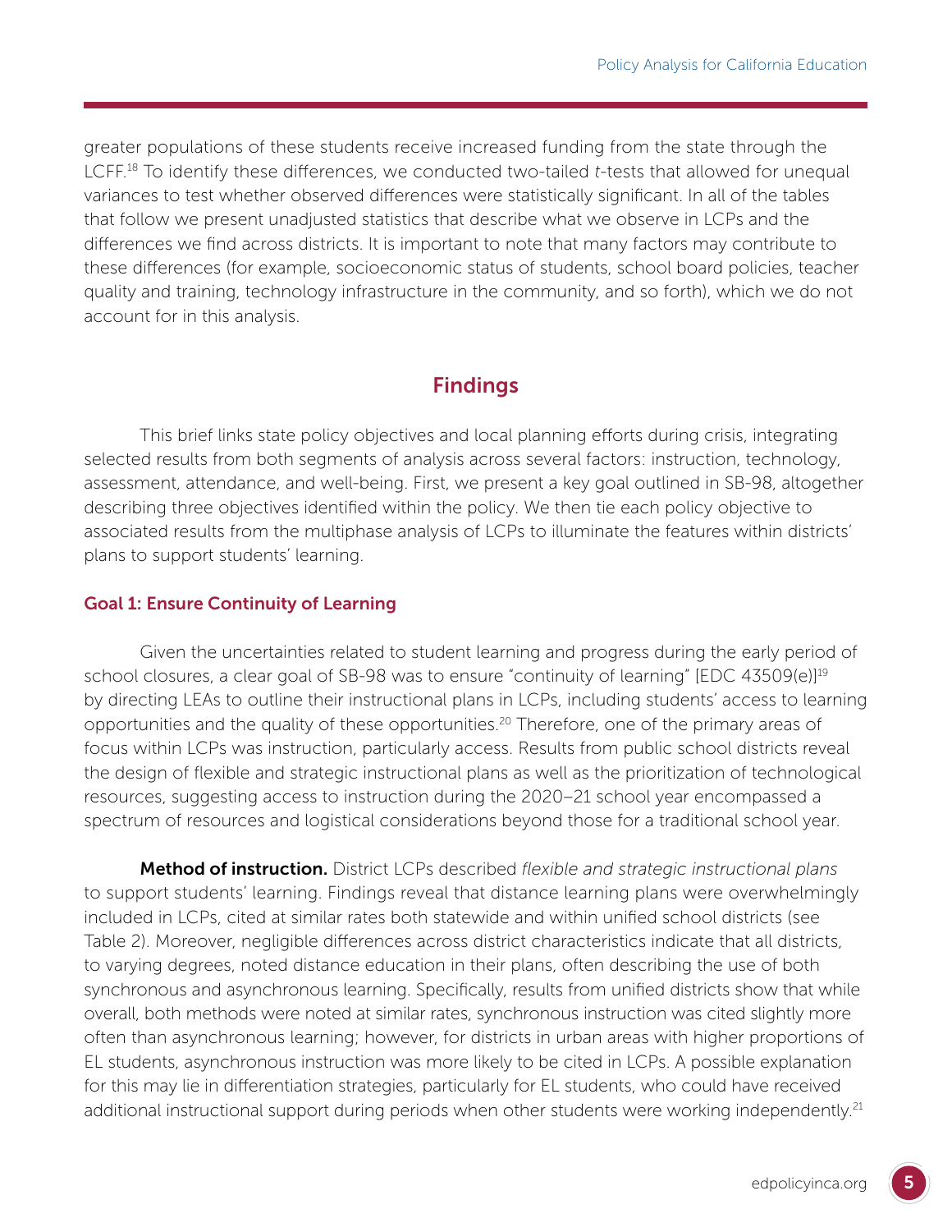greater populations of these students receive increased funding from the state through the LCFF.[18] To identify these differences, we conducted two-tailed *t*-tests that allowed for unequal variances to test whether observed differences were statistically significant. In all of the tables that follow we present unadjusted statistics that describe what we observe in LCPs and the differences we find across districts. It is important to note that many factors may contribute to these differences (for example, socioeconomic status of students, school board policies, teacher quality and training, technology infrastructure in the community, and so forth), which we do not account for in this analysis.

## Findings

This brief links state policy objectives and local planning efforts during crisis, integrating selected results from both segments of analysis across several factors: instruction, technology, assessment, attendance, and well-being. First, we present a key goal outlined in SB-98, altogether describing three objectives identified within the policy. We then tie each policy objective to associated results from the multiphase analysis of LCPs to illuminate the features within districts' plans to support students' learning.

### Goal 1: Ensure Continuity of Learning

Given the uncertainties related to student learning and progress during the early period of school closures, a clear goal of SB-98 was to ensure "continuity of learning" [EDC 43509(e)][19] by directing LEAs to outline their instructional plans in LCPs, including students' access to learning opportunities and the quality of these opportunities.[20] Therefore, one of the primary areas of focus within LCPs was instruction, particularly access. Results from public school districts reveal the design of flexible and strategic instructional plans as well as the prioritization of technological resources, suggesting access to instruction during the 2020–21 school year encompassed a spectrum of resources and logistical considerations beyond those for a traditional school year.

**Method of instruction.** District LCPs described *flexible and strategic instructional plans* to support students' learning. Findings reveal that distance learning plans were overwhelmingly included in LCPs, cited at similar rates both statewide and within unified school districts (see Table 2). Moreover, negligible differences across district characteristics indicate that all districts, to varying degrees, noted distance education in their plans, often describing the use of both synchronous and asynchronous learning. Specifically, results from unified districts show that while overall, both methods were noted at similar rates, synchronous instruction was cited slightly more often than asynchronous learning; however, for districts in urban areas with higher proportions of EL students, asynchronous instruction was more likely to be cited in LCPs. A possible explanation for this may lie in differentiation strategies, particularly for EL students, who could have received additional instructional support during periods when other students were working independently.[21]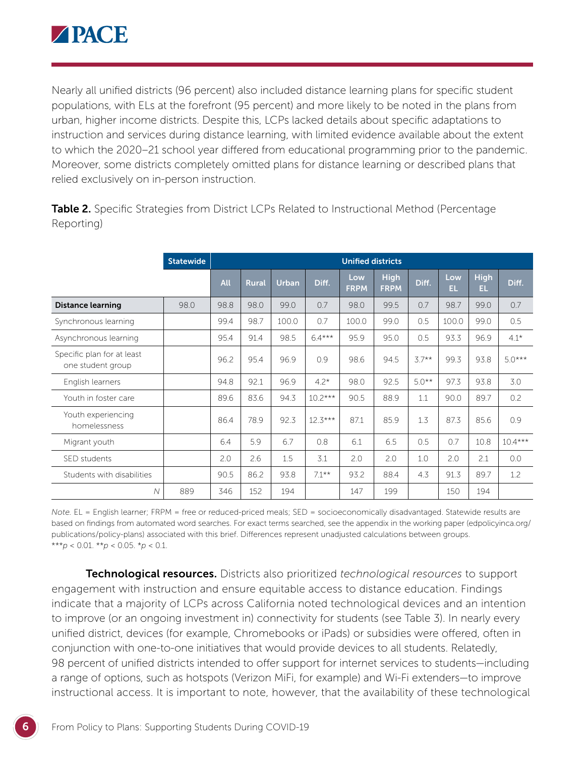Nearly all unified districts (96 percent) also included distance learning plans for specific student populations, with ELs at the forefront (95 percent) and more likely to be noted in the plans from urban, higher income districts. Despite this, LCPs lacked details about specific adaptations to instruction and services during distance learning, with limited evidence available about the extent to which the 2020–21 school year differed from educational programming prior to the pandemic. Moreover, some districts completely omitted plans for distance learning or described plans that relied exclusively on in-person instruction.

**Table 2.** Specific Strategies from District LCPs Related to Instructional Method (Percentage Reporting)

| | Statewide | Unified districts | | | | | | | | | |
|---|---|---|---|---|---|---|---|---|---|---|---|
| | | All | Rural | Urban | Diff. | Low FRPM | High FRPM | Diff. | Low EL | High EL | Diff. |
| **Distance learning** | 98.0 | 98.8 | 98.0 | 99.0 | 0.7 | 98.0 | 99.5 | 0.7 | 98.7 | 99.0 | 0.7 |
| Synchronous learning | | 99.4 | 98.7 | 100.0 | 0.7 | 100.0 | 99.0 | 0.5 | 100.0 | 99.0 | 0.5 |
| Asynchronous learning | | 95.4 | 91.4 | 98.5 | 6.4*** | 95.9 | 95.0 | 0.5 | 93.3 | 96.9 | 4.1* |
| Specific plan for at least one student group | | 96.2 | 95.4 | 96.9 | 0.9 | 98.6 | 94.5 | 3.7** | 99.3 | 93.8 | 5.0*** |
| English learners | | 94.8 | 92.1 | 96.9 | 4.2* | 98.0 | 92.5 | 5.0** | 97.3 | 93.8 | 3.0 |
| Youth in foster care | | 89.6 | 83.6 | 94.3 | 10.2*** | 90.5 | 88.9 | 1.1 | 90.0 | 89.7 | 0.2 |
| Youth experiencing homelessness | | 86.4 | 78.9 | 92.3 | 12.3*** | 87.1 | 85.9 | 1.3 | 87.3 | 85.6 | 0.9 |
| Migrant youth | | 6.4 | 5.9 | 6.7 | 0.8 | 6.1 | 6.5 | 0.5 | 0.7 | 10.8 | 10.4*** |
| SED students | | 2.0 | 2.6 | 1.5 | 3.1 | 2.0 | 2.0 | 1.0 | 2.0 | 2.1 | 0.0 |
| Students with disabilities | | 90.5 | 86.2 | 93.8 | 7.1** | 93.2 | 88.4 | 4.3 | 91.3 | 89.7 | 1.2 |
| *N* | 889 | 346 | 152 | 194 | | 147 | 199 | | 150 | 194 | |

*Note.* EL = English learner; FRPM = free or reduced-priced meals; SED = socioeconomically disadvantaged. Statewide results are based on findings from automated word searches. For exact terms searched, see the appendix in the working paper (edpolicyinca.org/publications/policy-plans) associated with this brief. Differences represent unadjusted calculations between groups.
***$p < 0.01$. **$p < 0.05$. *$p < 0.1$.

**Technological resources.** Districts also prioritized *technological resources* to support engagement with instruction and ensure equitable access to distance education. Findings indicate that a majority of LCPs across California noted technological devices and an intention to improve (or an ongoing investment in) connectivity for students (see Table 3). In nearly every unified district, devices (for example, Chromebooks or iPads) or subsidies were offered, often in conjunction with one-to-one initiatives that would provide devices to all students. Relatedly, 98 percent of unified districts intended to offer support for internet services to students—including a range of options, such as hotspots (Verizon MiFi, for example) and Wi-Fi extenders—to improve instructional access. It is important to note, however, that the availability of these technological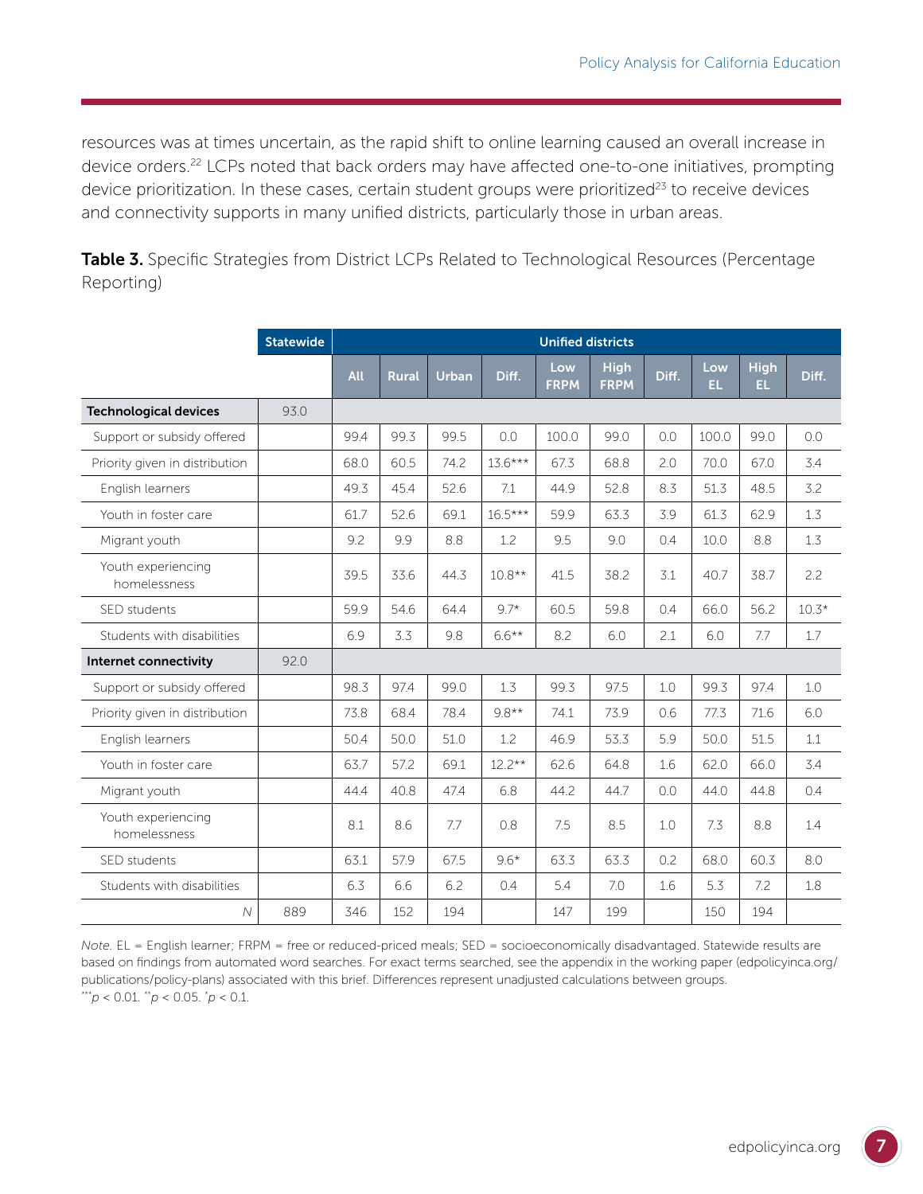resources was at times uncertain, as the rapid shift to online learning caused an overall increase in device orders.[22] LCPs noted that back orders may have affected one-to-one initiatives, prompting device prioritization. In these cases, certain student groups were prioritized[23] to receive devices and connectivity supports in many unified districts, particularly those in urban areas.

**Table 3.** Specific Strategies from District LCPs Related to Technological Resources (Percentage Reporting)

| | Statewide | Unified districts | | | | | | | | | |
|---|---|---|---|---|---|---|---|---|---|---|---|
| | | All | Rural | Urban | Diff. | Low FRPM | High FRPM | Diff. | Low EL | High EL | Diff. |
| **Technological devices** | 93.0 | | | | | | | | | | |
| Support or subsidy offered | | 99.4 | 99.3 | 99.5 | 0.0 | 100.0 | 99.0 | 0.0 | 100.0 | 99.0 | 0.0 |
| Priority given in distribution | | 68.0 | 60.5 | 74.2 | 13.6*** | 67.3 | 68.8 | 2.0 | 70.0 | 67.0 | 3.4 |
| English learners | | 49.3 | 45.4 | 52.6 | 7.1 | 44.9 | 52.8 | 8.3 | 51.3 | 48.5 | 3.2 |
| Youth in foster care | | 61.7 | 52.6 | 69.1 | 16.5*** | 59.9 | 63.3 | 3.9 | 61.3 | 62.9 | 1.3 |
| Migrant youth | | 9.2 | 9.9 | 8.8 | 1.2 | 9.5 | 9.0 | 0.4 | 10.0 | 8.8 | 1.3 |
| Youth experiencing homelessness | | 39.5 | 33.6 | 44.3 | 10.8** | 41.5 | 38.2 | 3.1 | 40.7 | 38.7 | 2.2 |
| SED students | | 59.9 | 54.6 | 64.4 | 9.7* | 60.5 | 59.8 | 0.4 | 66.0 | 56.2 | 10.3* |
| Students with disabilities | | 6.9 | 3.3 | 9.8 | 6.6** | 8.2 | 6.0 | 2.1 | 6.0 | 7.7 | 1.7 |
| **Internet connectivity** | 92.0 | | | | | | | | | | |
| Support or subsidy offered | | 98.3 | 97.4 | 99.0 | 1.3 | 99.3 | 97.5 | 1.0 | 99.3 | 97.4 | 1.0 |
| Priority given in distribution | | 73.8 | 68.4 | 78.4 | 9.8** | 74.1 | 73.9 | 0.6 | 77.3 | 71.6 | 6.0 |
| English learners | | 50.4 | 50.0 | 51.0 | 1.2 | 46.9 | 53.3 | 5.9 | 50.0 | 51.5 | 1.1 |
| Youth in foster care | | 63.7 | 57.2 | 69.1 | 12.2** | 62.6 | 64.8 | 1.6 | 62.0 | 66.0 | 3.4 |
| Migrant youth | | 44.4 | 40.8 | 47.4 | 6.8 | 44.2 | 44.7 | 0.0 | 44.0 | 44.8 | 0.4 |
| Youth experiencing homelessness | | 8.1 | 8.6 | 7.7 | 0.8 | 7.5 | 8.5 | 1.0 | 7.3 | 8.8 | 1.4 |
| SED students | | 63.1 | 57.9 | 67.5 | 9.6* | 63.3 | 63.3 | 0.2 | 68.0 | 60.3 | 8.0 |
| Students with disabilities | | 6.3 | 6.6 | 6.2 | 0.4 | 5.4 | 7.0 | 1.6 | 5.3 | 7.2 | 1.8 |
| *N* | 889 | 346 | 152 | 194 | | 147 | 199 | | 150 | 194 | |

*Note.* EL = English learner; FRPM = free or reduced-priced meals; SED = socioeconomically disadvantaged. Statewide results are based on findings from automated word searches. For exact terms searched, see the appendix in the working paper (edpolicyinca.org/publications/policy-plans) associated with this brief. Differences represent unadjusted calculations between groups.
***$p < 0.01$. **$p < 0.05$. *$p < 0.1$.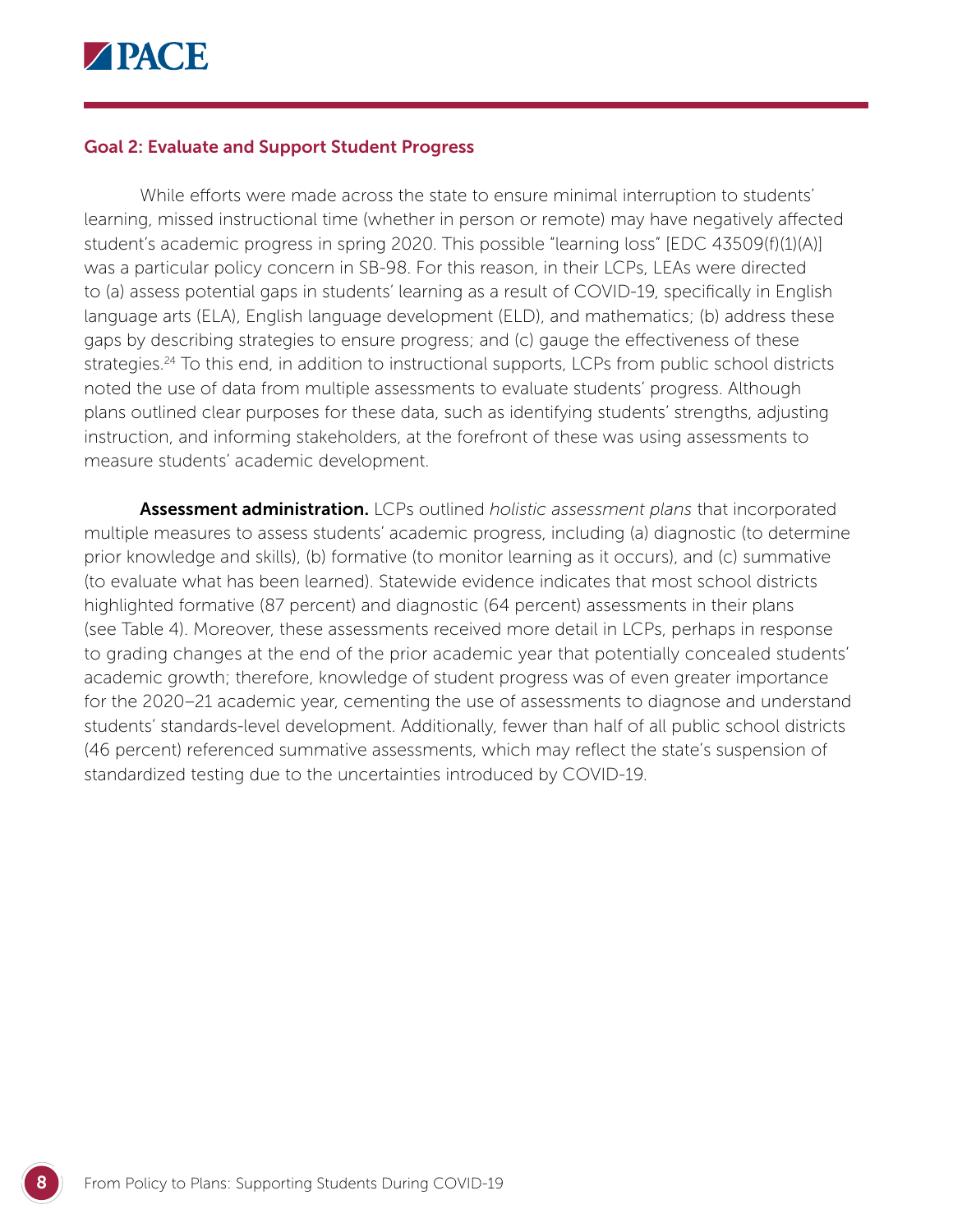### Goal 2: Evaluate and Support Student Progress

While efforts were made across the state to ensure minimal interruption to students' learning, missed instructional time (whether in person or remote) may have negatively affected student's academic progress in spring 2020. This possible "learning loss" [EDC 43509(f)(1)(A)] was a particular policy concern in SB-98. For this reason, in their LCPs, LEAs were directed to (a) assess potential gaps in students' learning as a result of COVID-19, specifically in English language arts (ELA), English language development (ELD), and mathematics; (b) address these gaps by describing strategies to ensure progress; and (c) gauge the effectiveness of these strategies.[24] To this end, in addition to instructional supports, LCPs from public school districts noted the use of data from multiple assessments to evaluate students' progress. Although plans outlined clear purposes for these data, such as identifying students' strengths, adjusting instruction, and informing stakeholders, at the forefront of these was using assessments to measure students' academic development.

**Assessment administration.** LCPs outlined *holistic assessment plans* that incorporated multiple measures to assess students' academic progress, including (a) diagnostic (to determine prior knowledge and skills), (b) formative (to monitor learning as it occurs), and (c) summative (to evaluate what has been learned). Statewide evidence indicates that most school districts highlighted formative (87 percent) and diagnostic (64 percent) assessments in their plans (see Table 4). Moreover, these assessments received more detail in LCPs, perhaps in response to grading changes at the end of the prior academic year that potentially concealed students' academic growth; therefore, knowledge of student progress was of even greater importance for the 2020–21 academic year, cementing the use of assessments to diagnose and understand students' standards-level development. Additionally, fewer than half of all public school districts (46 percent) referenced summative assessments, which may reflect the state's suspension of standardized testing due to the uncertainties introduced by COVID-19.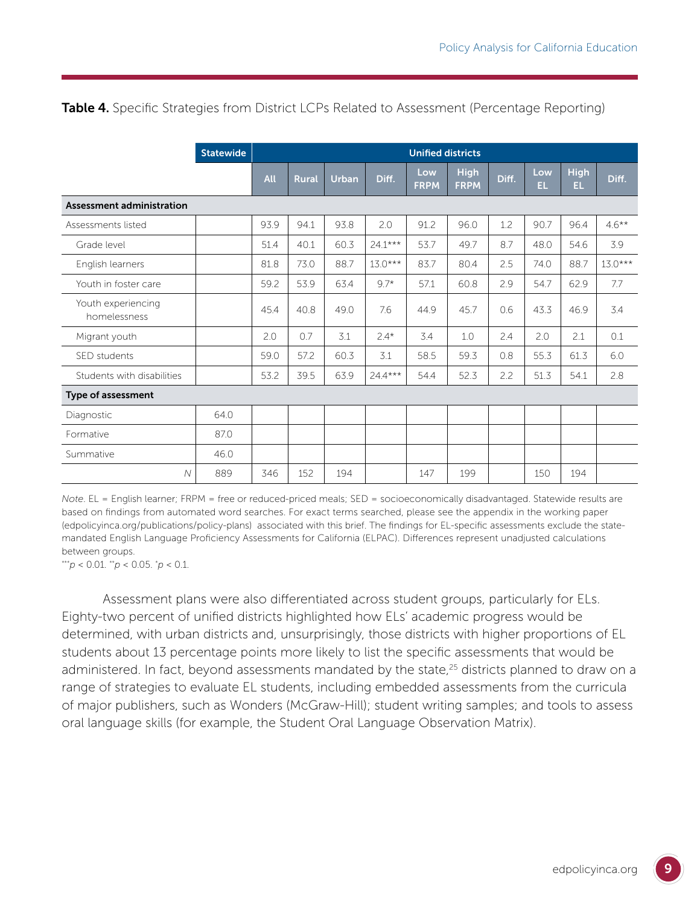**Table 4.** Specific Strategies from District LCPs Related to Assessment (Percentage Reporting)

| | Statewide | Unified districts | | | | | | | | | |
|---|---|---|---|---|---|---|---|---|---|---|---|
| | | All | Rural | Urban | Diff. | Low FRPM | High FRPM | Diff. | Low EL | High EL | Diff. |
| **Assessment administration** | | | | | | | | | | | |
| Assessments listed | | 93.9 | 94.1 | 93.8 | 2.0 | 91.2 | 96.0 | 1.2 | 90.7 | 96.4 | 4.6** |
| Grade level | | 51.4 | 40.1 | 60.3 | 24.1*** | 53.7 | 49.7 | 8.7 | 48.0 | 54.6 | 3.9 |
| English learners | | 81.8 | 73.0 | 88.7 | 13.0*** | 83.7 | 80.4 | 2.5 | 74.0 | 88.7 | 13.0*** |
| Youth in foster care | | 59.2 | 53.9 | 63.4 | 9.7* | 57.1 | 60.8 | 2.9 | 54.7 | 62.9 | 7.7 |
| Youth experiencing homelessness | | 45.4 | 40.8 | 49.0 | 7.6 | 44.9 | 45.7 | 0.6 | 43.3 | 46.9 | 3.4 |
| Migrant youth | | 2.0 | 0.7 | 3.1 | 2.4* | 3.4 | 1.0 | 2.4 | 2.0 | 2.1 | 0.1 |
| SED students | | 59.0 | 57.2 | 60.3 | 3.1 | 58.5 | 59.3 | 0.8 | 55.3 | 61.3 | 6.0 |
| Students with disabilities | | 53.2 | 39.5 | 63.9 | 24.4*** | 54.4 | 52.3 | 2.2 | 51.3 | 54.1 | 2.8 |
| **Type of assessment** | | | | | | | | | | | |
| Diagnostic | 64.0 | | | | | | | | | | |
| Formative | 87.0 | | | | | | | | | | |
| Summative | 46.0 | | | | | | | | | | |
| *N* | 889 | 346 | 152 | 194 | | 147 | 199 | | 150 | 194 | |

*Note.* EL = English learner; FRPM = free or reduced-priced meals; SED = socioeconomically disadvantaged. Statewide results are based on findings from automated word searches. For exact terms searched, please see the appendix in the working paper (edpolicyinca.org/publications/policy-plans) associated with this brief. The findings for EL-specific assessments exclude the state-mandated English Language Proficiency Assessments for California (ELPAC). Differences represent unadjusted calculations between groups.

***$p < 0.01$. **$p < 0.05$. *$p < 0.1$.

Assessment plans were also differentiated across student groups, particularly for ELs. Eighty-two percent of unified districts highlighted how ELs' academic progress would be determined, with urban districts and, unsurprisingly, those districts with higher proportions of EL students about 13 percentage points more likely to list the specific assessments that would be administered. In fact, beyond assessments mandated by the state,[25] districts planned to draw on a range of strategies to evaluate EL students, including embedded assessments from the curricula of major publishers, such as Wonders (McGraw-Hill); student writing samples; and tools to assess oral language skills (for example, the Student Oral Language Observation Matrix).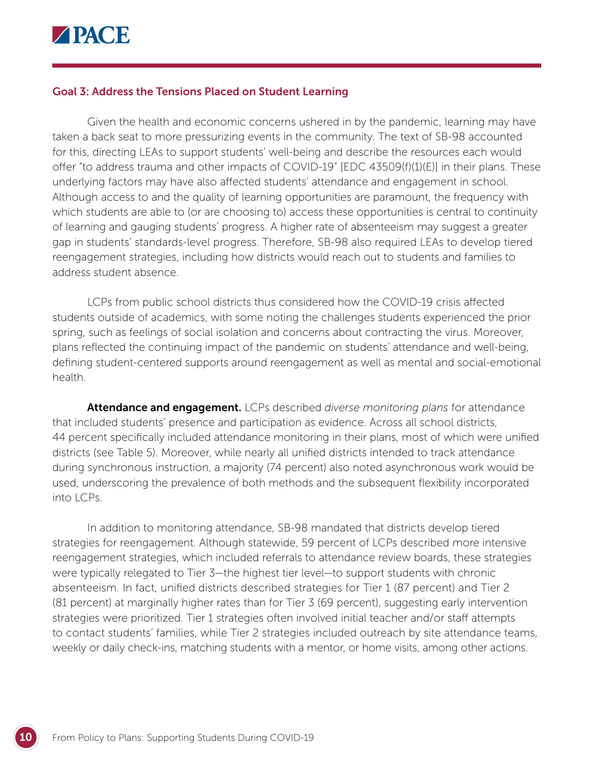## Goal 3: Address the Tensions Placed on Student Learning

Given the health and economic concerns ushered in by the pandemic, learning may have taken a back seat to more pressurizing events in the community. The text of SB-98 accounted for this, directing LEAs to support students' well-being and describe the resources each would offer "to address trauma and other impacts of COVID-19" [EDC 43509(f)(1)(E)] in their plans. These underlying factors may have also affected students' attendance and engagement in school. Although access to and the quality of learning opportunities are paramount, the frequency with which students are able to (or are choosing to) access these opportunities is central to continuity of learning and gauging students' progress. A higher rate of absenteeism may suggest a greater gap in students' standards-level progress. Therefore, SB-98 also required LEAs to develop tiered reengagement strategies, including how districts would reach out to students and families to address student absence.

LCPs from public school districts thus considered how the COVID-19 crisis affected students outside of academics, with some noting the challenges students experienced the prior spring, such as feelings of social isolation and concerns about contracting the virus. Moreover, plans reflected the continuing impact of the pandemic on students' attendance and well-being, defining student-centered supports around reengagement as well as mental and social-emotional health.

**Attendance and engagement.** LCPs described *diverse monitoring plans* for attendance that included students' presence and participation as evidence. Across all school districts, 44 percent specifically included attendance monitoring in their plans, most of which were unified districts (see Table 5). Moreover, while nearly all unified districts intended to track attendance during synchronous instruction, a majority (74 percent) also noted asynchronous work would be used, underscoring the prevalence of both methods and the subsequent flexibility incorporated into LCPs.

In addition to monitoring attendance, SB-98 mandated that districts develop tiered strategies for reengagement. Although statewide, 59 percent of LCPs described more intensive reengagement strategies, which included referrals to attendance review boards, these strategies were typically relegated to Tier 3—the highest tier level—to support students with chronic absenteeism. In fact, unified districts described strategies for Tier 1 (87 percent) and Tier 2 (81 percent) at marginally higher rates than for Tier 3 (69 percent), suggesting early intervention strategies were prioritized. Tier 1 strategies often involved initial teacher and/or staff attempts to contact students' families, while Tier 2 strategies included outreach by site attendance teams, weekly or daily check-ins, matching students with a mentor, or home visits, among other actions.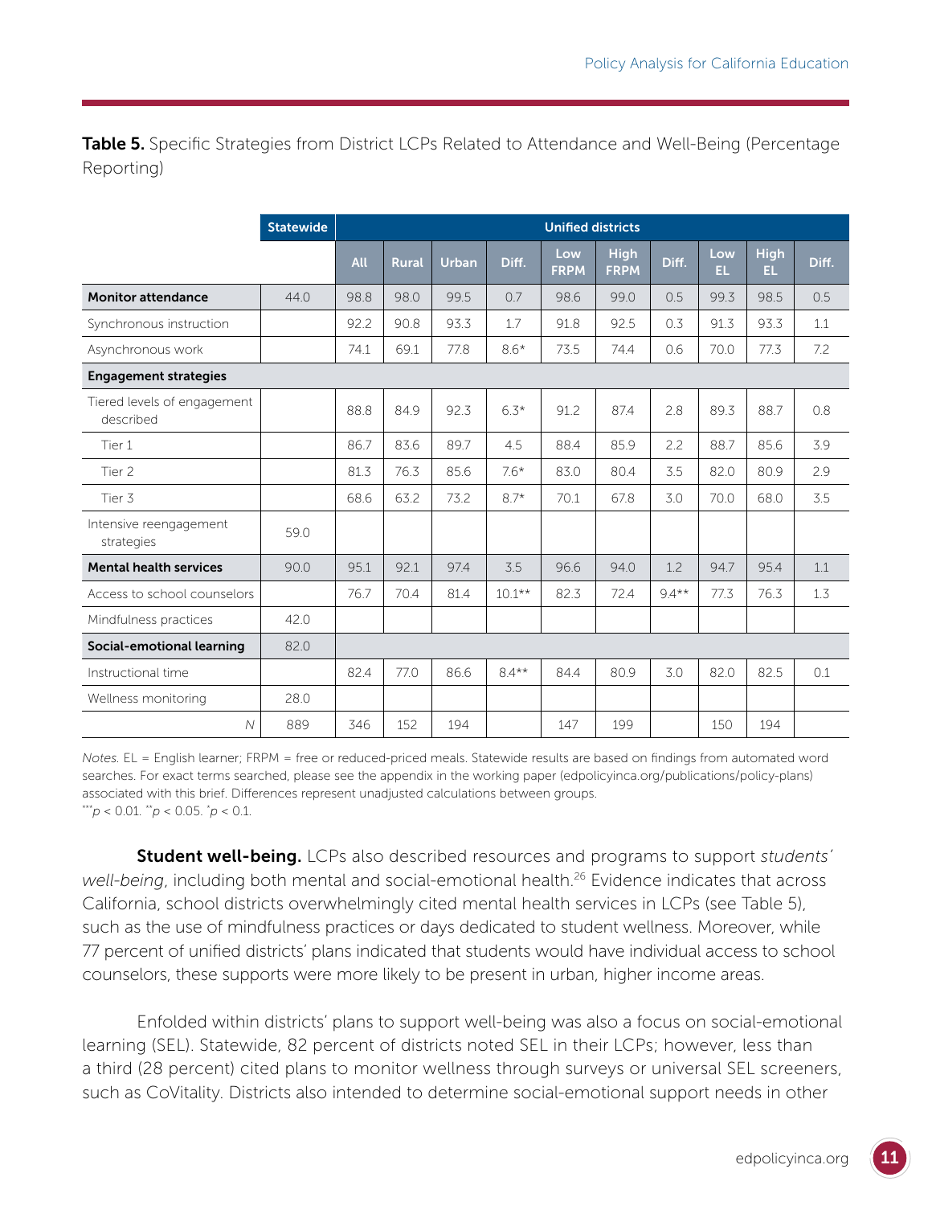**Table 5.** Specific Strategies from District LCPs Related to Attendance and Well-Being (Percentage Reporting)

| | Statewide | Unified districts | | | | | | | | | |
|---|---|---|---|---|---|---|---|---|---|---|---|
| | | All | Rural | Urban | Diff. | Low FRPM | High FRPM | Diff. | Low EL | High EL | Diff. |
| **Monitor attendance** | 44.0 | 98.8 | 98.0 | 99.5 | 0.7 | 98.6 | 99.0 | 0.5 | 99.3 | 98.5 | 0.5 |
| Synchronous instruction | | 92.2 | 90.8 | 93.3 | 1.7 | 91.8 | 92.5 | 0.3 | 91.3 | 93.3 | 1.1 |
| Asynchronous work | | 74.1 | 69.1 | 77.8 | 8.6* | 73.5 | 74.4 | 0.6 | 70.0 | 77.3 | 7.2 |
| **Engagement strategies** | | | | | | | | | | | |
| Tiered levels of engagement described | | 88.8 | 84.9 | 92.3 | 6.3* | 91.2 | 87.4 | 2.8 | 89.3 | 88.7 | 0.8 |
| Tier 1 | | 86.7 | 83.6 | 89.7 | 4.5 | 88.4 | 85.9 | 2.2 | 88.7 | 85.6 | 3.9 |
| Tier 2 | | 81.3 | 76.3 | 85.6 | 7.6* | 83.0 | 80.4 | 3.5 | 82.0 | 80.9 | 2.9 |
| Tier 3 | | 68.6 | 63.2 | 73.2 | 8.7* | 70.1 | 67.8 | 3.0 | 70.0 | 68.0 | 3.5 |
| Intensive reengagement strategies | 59.0 | | | | | | | | | | |
| **Mental health services** | 90.0 | 95.1 | 92.1 | 97.4 | 3.5 | 96.6 | 94.0 | 1.2 | 94.7 | 95.4 | 1.1 |
| Access to school counselors | | 76.7 | 70.4 | 81.4 | 10.1** | 82.3 | 72.4 | 9.4** | 77.3 | 76.3 | 1.3 |
| Mindfulness practices | 42.0 | | | | | | | | | | |
| **Social-emotional learning** | 82.0 | | | | | | | | | | |
| Instructional time | | 82.4 | 77.0 | 86.6 | 8.4** | 84.4 | 80.9 | 3.0 | 82.0 | 82.5 | 0.1 |
| Wellness monitoring | 28.0 | | | | | | | | | | |
| *N* | 889 | 346 | 152 | 194 | | 147 | 199 | | 150 | 194 | |

*Notes.* EL = English learner; FRPM = free or reduced-priced meals. Statewide results are based on findings from automated word searches. For exact terms searched, please see the appendix in the working paper (edpolicyinca.org/publications/policy-plans) associated with this brief. Differences represent unadjusted calculations between groups.
***$p < 0.01$. **$p < 0.05$. *$p < 0.1$.

**Student well-being.** LCPs also described resources and programs to support *students' well-being*, including both mental and social-emotional health.[26] Evidence indicates that across California, school districts overwhelmingly cited mental health services in LCPs (see Table 5), such as the use of mindfulness practices or days dedicated to student wellness. Moreover, while 77 percent of unified districts' plans indicated that students would have individual access to school counselors, these supports were more likely to be present in urban, higher income areas.

Enfolded within districts' plans to support well-being was also a focus on social-emotional learning (SEL). Statewide, 82 percent of districts noted SEL in their LCPs; however, less than a third (28 percent) cited plans to monitor wellness through surveys or universal SEL screeners, such as CoVitality. Districts also intended to determine social-emotional support needs in other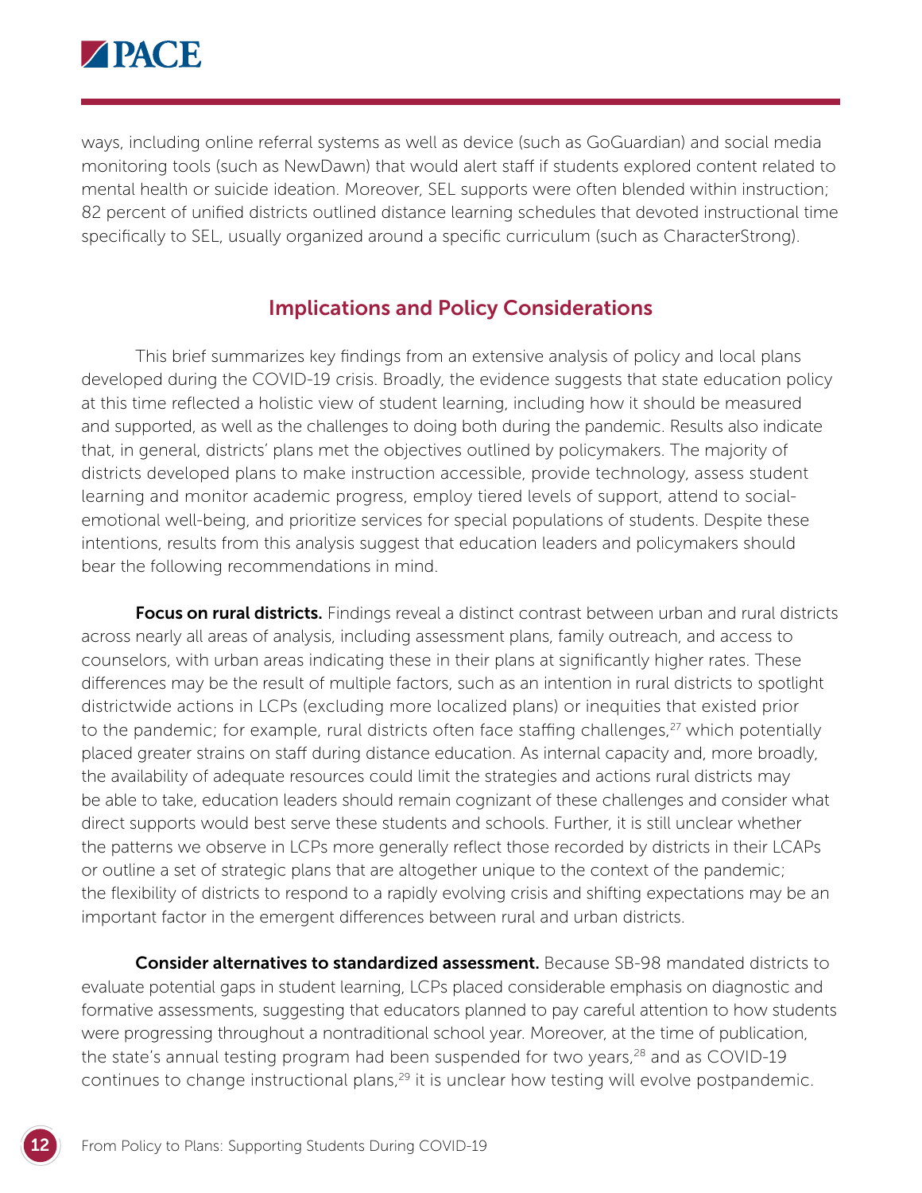ways, including online referral systems as well as device (such as GoGuardian) and social media monitoring tools (such as NewDawn) that would alert staff if students explored content related to mental health or suicide ideation. Moreover, SEL supports were often blended within instruction; 82 percent of unified districts outlined distance learning schedules that devoted instructional time specifically to SEL, usually organized around a specific curriculum (such as CharacterStrong).

## Implications and Policy Considerations

This brief summarizes key findings from an extensive analysis of policy and local plans developed during the COVID-19 crisis. Broadly, the evidence suggests that state education policy at this time reflected a holistic view of student learning, including how it should be measured and supported, as well as the challenges to doing both during the pandemic. Results also indicate that, in general, districts' plans met the objectives outlined by policymakers. The majority of districts developed plans to make instruction accessible, provide technology, assess student learning and monitor academic progress, employ tiered levels of support, attend to social-emotional well-being, and prioritize services for special populations of students. Despite these intentions, results from this analysis suggest that education leaders and policymakers should bear the following recommendations in mind.

**Focus on rural districts.** Findings reveal a distinct contrast between urban and rural districts across nearly all areas of analysis, including assessment plans, family outreach, and access to counselors, with urban areas indicating these in their plans at significantly higher rates. These differences may be the result of multiple factors, such as an intention in rural districts to spotlight districtwide actions in LCPs (excluding more localized plans) or inequities that existed prior to the pandemic; for example, rural districts often face staffing challenges,[27] which potentially placed greater strains on staff during distance education. As internal capacity and, more broadly, the availability of adequate resources could limit the strategies and actions rural districts may be able to take, education leaders should remain cognizant of these challenges and consider what direct supports would best serve these students and schools. Further, it is still unclear whether the patterns we observe in LCPs more generally reflect those recorded by districts in their LCAPs or outline a set of strategic plans that are altogether unique to the context of the pandemic; the flexibility of districts to respond to a rapidly evolving crisis and shifting expectations may be an important factor in the emergent differences between rural and urban districts.

**Consider alternatives to standardized assessment.** Because SB-98 mandated districts to evaluate potential gaps in student learning, LCPs placed considerable emphasis on diagnostic and formative assessments, suggesting that educators planned to pay careful attention to how students were progressing throughout a nontraditional school year. Moreover, at the time of publication, the state's annual testing program had been suspended for two years,[28] and as COVID-19 continues to change instructional plans,[29] it is unclear how testing will evolve postpandemic.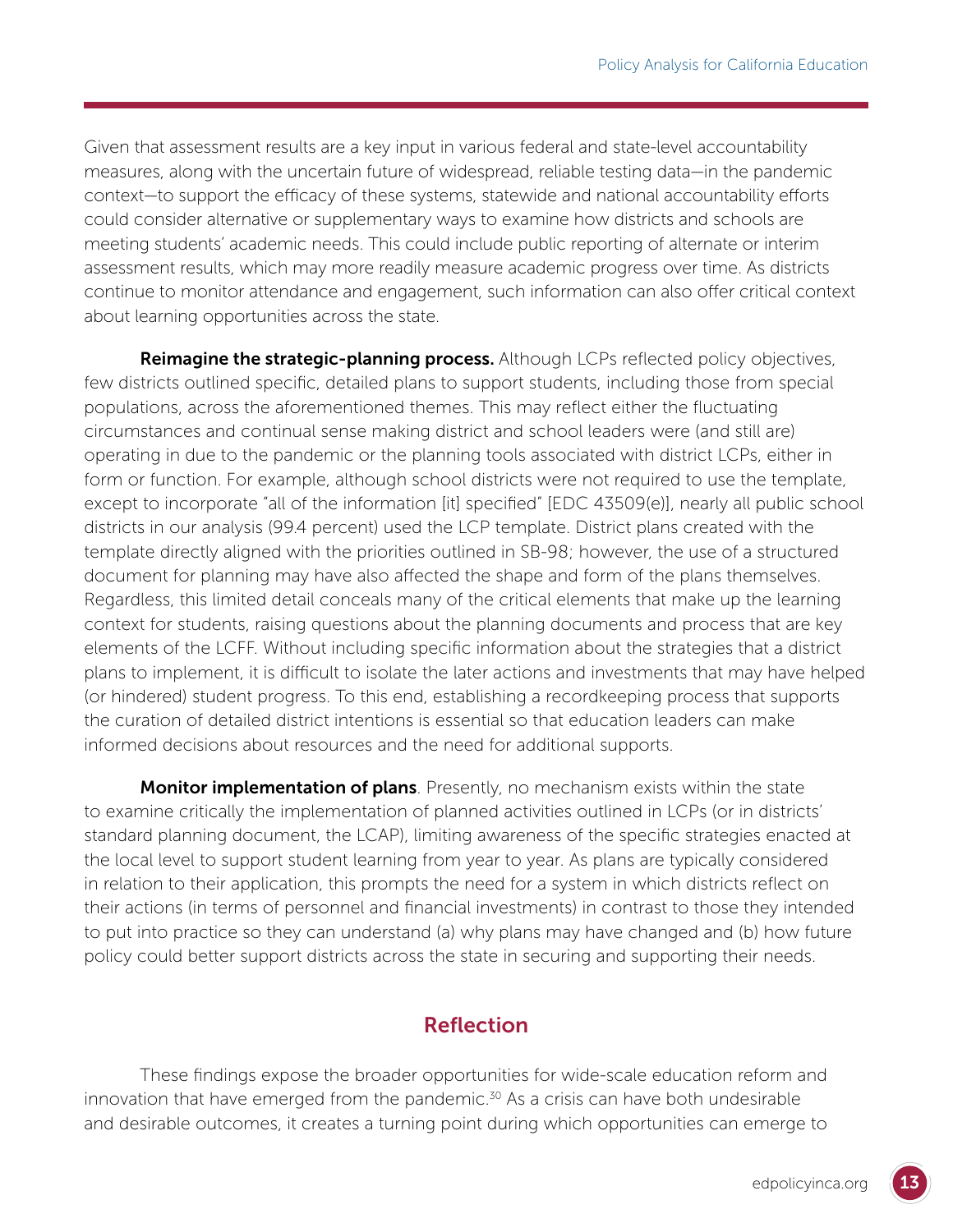Given that assessment results are a key input in various federal and state-level accountability measures, along with the uncertain future of widespread, reliable testing data—in the pandemic context—to support the efficacy of these systems, statewide and national accountability efforts could consider alternative or supplementary ways to examine how districts and schools are meeting students' academic needs. This could include public reporting of alternate or interim assessment results, which may more readily measure academic progress over time. As districts continue to monitor attendance and engagement, such information can also offer critical context about learning opportunities across the state.

**Reimagine the strategic-planning process.** Although LCPs reflected policy objectives, few districts outlined specific, detailed plans to support students, including those from special populations, across the aforementioned themes. This may reflect either the fluctuating circumstances and continual sense making district and school leaders were (and still are) operating in due to the pandemic or the planning tools associated with district LCPs, either in form or function. For example, although school districts were not required to use the template, except to incorporate "all of the information [it] specified" [EDC 43509(e)], nearly all public school districts in our analysis (99.4 percent) used the LCP template. District plans created with the template directly aligned with the priorities outlined in SB-98; however, the use of a structured document for planning may have also affected the shape and form of the plans themselves. Regardless, this limited detail conceals many of the critical elements that make up the learning context for students, raising questions about the planning documents and process that are key elements of the LCFF. Without including specific information about the strategies that a district plans to implement, it is difficult to isolate the later actions and investments that may have helped (or hindered) student progress. To this end, establishing a recordkeeping process that supports the curation of detailed district intentions is essential so that education leaders can make informed decisions about resources and the need for additional supports.

**Monitor implementation of plans**. Presently, no mechanism exists within the state to examine critically the implementation of planned activities outlined in LCPs (or in districts' standard planning document, the LCAP), limiting awareness of the specific strategies enacted at the local level to support student learning from year to year. As plans are typically considered in relation to their application, this prompts the need for a system in which districts reflect on their actions (in terms of personnel and financial investments) in contrast to those they intended to put into practice so they can understand (a) why plans may have changed and (b) how future policy could better support districts across the state in securing and supporting their needs.

## Reflection

These findings expose the broader opportunities for wide-scale education reform and innovation that have emerged from the pandemic.[30] As a crisis can have both undesirable and desirable outcomes, it creates a turning point during which opportunities can emerge to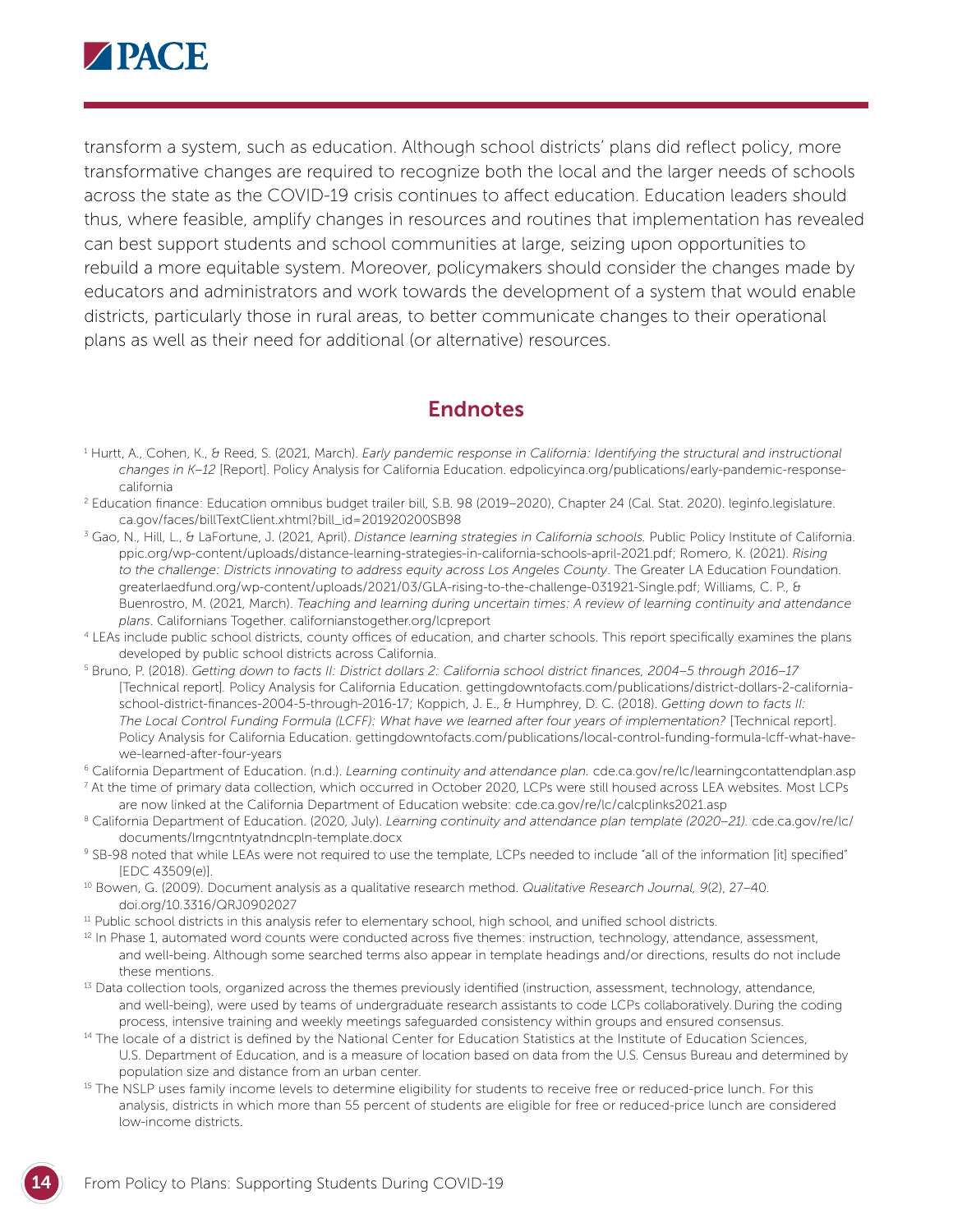transform a system, such as education. Although school districts' plans did reflect policy, more transformative changes are required to recognize both the local and the larger needs of schools across the state as the COVID-19 crisis continues to affect education. Education leaders should thus, where feasible, amplify changes in resources and routines that implementation has revealed can best support students and school communities at large, seizing upon opportunities to rebuild a more equitable system. Moreover, policymakers should consider the changes made by educators and administrators and work towards the development of a system that would enable districts, particularly those in rural areas, to better communicate changes to their operational plans as well as their need for additional (or alternative) resources.

## Endnotes

[1] Hurtt, A., Cohen, K., & Reed, S. (2021, March). *Early pandemic response in California: Identifying the structural and instructional changes in K–12* [Report]. Policy Analysis for California Education. edpolicyinca.org/publications/early-pandemic-response-california

[2] Education finance: Education omnibus budget trailer bill, S.B. 98 (2019–2020), Chapter 24 (Cal. Stat. 2020). leginfo.legislature.ca.gov/faces/billTextClient.xhtml?bill_id=201920200SB98

[3] Gao, N., Hill, L., & LaFortune, J. (2021, April). *Distance learning strategies in California schools.* Public Policy Institute of California. ppic.org/wp-content/uploads/distance-learning-strategies-in-california-schools-april-2021.pdf; Romero, K. (2021). *Rising to the challenge: Districts innovating to address equity across Los Angeles County*. The Greater LA Education Foundation. greaterlaedfund.org/wp-content/uploads/2021/03/GLA-rising-to-the-challenge-031921-Single.pdf; Williams, C. P., & Buenrostro, M. (2021, March). *Teaching and learning during uncertain times: A review of learning continuity and attendance plans*. Californians Together. californianstogether.org/lcpreport

[4] LEAs include public school districts, county offices of education, and charter schools. This report specifically examines the plans developed by public school districts across California.

[5] Bruno, P. (2018). *Getting down to facts II: District dollars 2: California school district finances, 2004–5 through 2016–17* [Technical report]. Policy Analysis for California Education. gettingdowntofacts.com/publications/district-dollars-2-california-school-district-finances-2004-5-through-2016-17; Koppich, J. E., & Humphrey, D. C. (2018). *Getting down to facts II: The Local Control Funding Formula (LCFF): What have we learned after four years of implementation?* [Technical report]. Policy Analysis for California Education. gettingdowntofacts.com/publications/local-control-funding-formula-lcff-what-have-we-learned-after-four-years

[6] California Department of Education. (n.d.). *Learning continuity and attendance plan.* cde.ca.gov/re/lc/learningcontattendplan.asp

[7] At the time of primary data collection, which occurred in October 2020, LCPs were still housed across LEA websites. Most LCPs are now linked at the California Department of Education website: cde.ca.gov/re/lc/calcplinks2021.asp

[8] California Department of Education. (2020, July). *Learning continuity and attendance plan template (2020–21).* cde.ca.gov/re/lc/documents/lrngcntntyatndncpln-template.docx

[9] SB-98 noted that while LEAs were not required to use the template, LCPs needed to include "all of the information [it] specified" [EDC 43509(e)].

[10] Bowen, G. (2009). Document analysis as a qualitative research method. *Qualitative Research Journal, 9*(2), 27–40. doi.org/10.3316/QRJ0902027

[11] Public school districts in this analysis refer to elementary school, high school, and unified school districts.

[12] In Phase 1, automated word counts were conducted across five themes: instruction, technology, attendance, assessment, and well-being. Although some searched terms also appear in template headings and/or directions, results do not include these mentions.

[13] Data collection tools, organized across the themes previously identified (instruction, assessment, technology, attendance, and well-being), were used by teams of undergraduate research assistants to code LCPs collaboratively. During the coding process, intensive training and weekly meetings safeguarded consistency within groups and ensured consensus.

[14] The locale of a district is defined by the National Center for Education Statistics at the Institute of Education Sciences, U.S. Department of Education, and is a measure of location based on data from the U.S. Census Bureau and determined by population size and distance from an urban center.

[15] The NSLP uses family income levels to determine eligibility for students to receive free or reduced-price lunch. For this analysis, districts in which more than 55 percent of students are eligible for free or reduced-price lunch are considered low-income districts.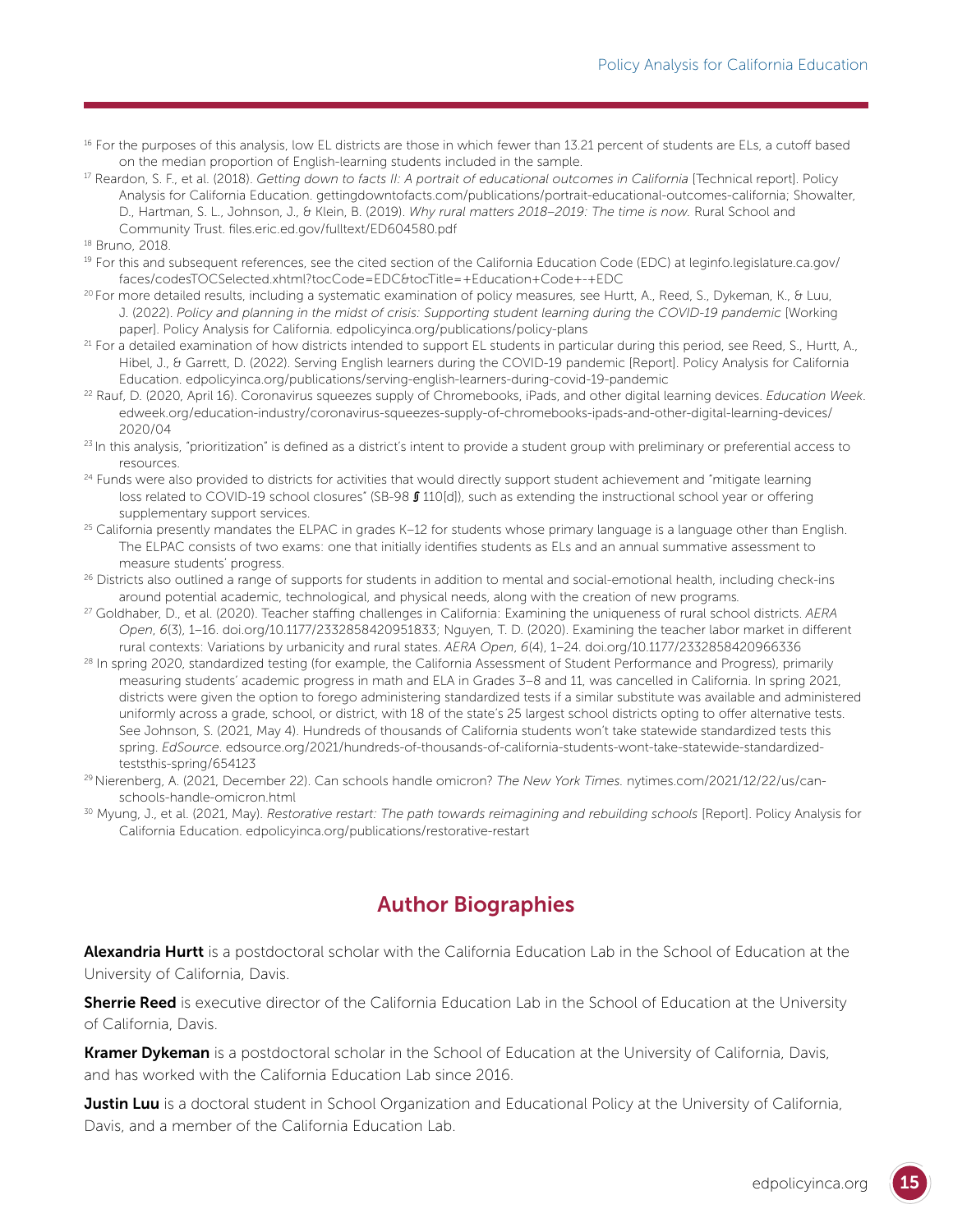[16] For the purposes of this analysis, low EL districts are those in which fewer than 13.21 percent of students are ELs, a cutoff based on the median proportion of English-learning students included in the sample.

[17] Reardon, S. F., et al. (2018). *Getting down to facts II: A portrait of educational outcomes in California* [Technical report]. Policy Analysis for California Education. gettingdowntofacts.com/publications/portrait-educational-outcomes-california; Showalter, D., Hartman, S. L., Johnson, J., & Klein, B. (2019). *Why rural matters 2018–2019: The time is now.* Rural School and Community Trust. files.eric.ed.gov/fulltext/ED604580.pdf

[18] Bruno, 2018.

[19] For this and subsequent references, see the cited section of the California Education Code (EDC) at leginfo.legislature.ca.gov/faces/codesTOCSelected.xhtml?tocCode=EDC&tocTitle=+Education+Code+-+EDC

[20] For more detailed results, including a systematic examination of policy measures, see Hurtt, A., Reed, S., Dykeman, K., & Luu, J. (2022). *Policy and planning in the midst of crisis: Supporting student learning during the COVID-19 pandemic* [Working paper]. Policy Analysis for California. edpolicyinca.org/publications/policy-plans

[21] For a detailed examination of how districts intended to support EL students in particular during this period, see Reed, S., Hurtt, A., Hibel, J., & Garrett, D. (2022). Serving English learners during the COVID-19 pandemic [Report]. Policy Analysis for California Education. edpolicyinca.org/publications/serving-english-learners-during-covid-19-pandemic

[22] Rauf, D. (2020, April 16). Coronavirus squeezes supply of Chromebooks, iPads, and other digital learning devices. *Education Week*. edweek.org/education-industry/coronavirus-squeezes-supply-of-chromebooks-ipads-and-other-digital-learning-devices/2020/04

[23] In this analysis, "prioritization" is defined as a district's intent to provide a student group with preliminary or preferential access to resources.

[24] Funds were also provided to districts for activities that would directly support student achievement and "mitigate learning loss related to COVID-19 school closures" (SB-98 § 110[d]), such as extending the instructional school year or offering supplementary support services.

[25] California presently mandates the ELPAC in grades K–12 for students whose primary language is a language other than English. The ELPAC consists of two exams: one that initially identifies students as ELs and an annual summative assessment to measure students' progress.

[26] Districts also outlined a range of supports for students in addition to mental and social-emotional health, including check-ins around potential academic, technological, and physical needs, along with the creation of new programs.

[27] Goldhaber, D., et al. (2020). Teacher staffing challenges in California: Examining the uniqueness of rural school districts. *AERA Open*, *6*(3), 1–16. doi.org/10.1177/2332858420951833; Nguyen, T. D. (2020). Examining the teacher labor market in different rural contexts: Variations by urbanicity and rural states. *AERA Open*, *6*(4), 1–24. doi.org/10.1177/2332858420966336

[28] In spring 2020, standardized testing (for example, the California Assessment of Student Performance and Progress), primarily measuring students' academic progress in math and ELA in Grades 3–8 and 11, was cancelled in California. In spring 2021, districts were given the option to forego administering standardized tests if a similar substitute was available and administered uniformly across a grade, school, or district, with 18 of the state's 25 largest school districts opting to offer alternative tests. See Johnson, S. (2021, May 4). Hundreds of thousands of California students won't take statewide standardized tests this spring. *EdSource*. edsource.org/2021/hundreds-of-thousands-of-california-students-wont-take-statewide-standardized-teststhis-spring/654123

[29] Nierenberg, A. (2021, December 22). Can schools handle omicron? *The New York Times*. nytimes.com/2021/12/22/us/can-schools-handle-omicron.html

[30] Myung, J., et al. (2021, May). *Restorative restart: The path towards reimagining and rebuilding schools* [Report]. Policy Analysis for California Education. edpolicyinca.org/publications/restorative-restart

## Author Biographies

**Alexandria Hurtt** is a postdoctoral scholar with the California Education Lab in the School of Education at the University of California, Davis.

**Sherrie Reed** is executive director of the California Education Lab in the School of Education at the University of California, Davis.

**Kramer Dykeman** is a postdoctoral scholar in the School of Education at the University of California, Davis, and has worked with the California Education Lab since 2016.

**Justin Luu** is a doctoral student in School Organization and Educational Policy at the University of California, Davis, and a member of the California Education Lab.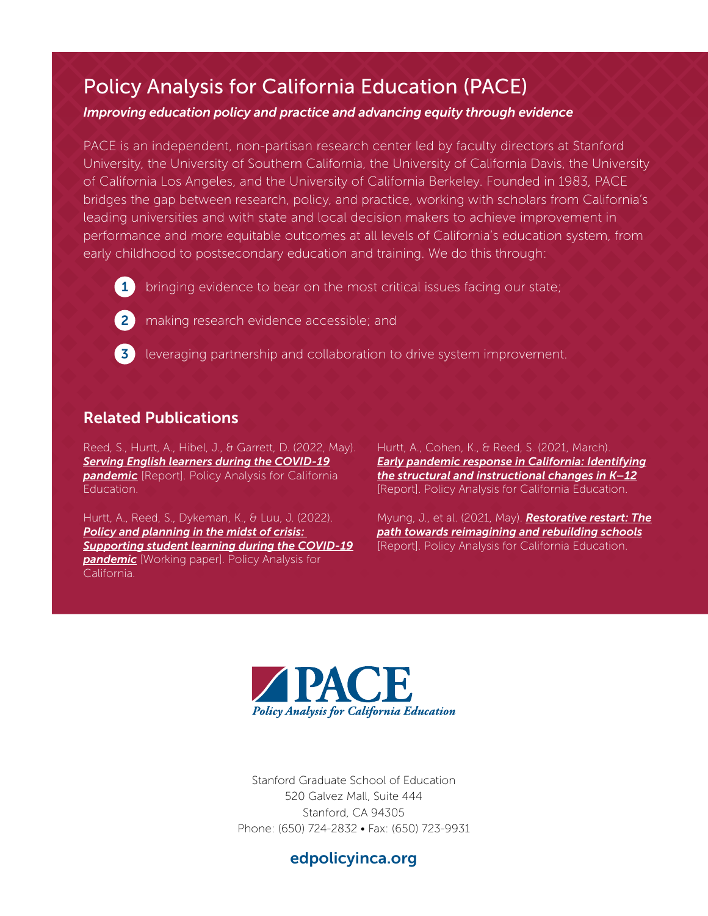# Policy Analysis for California Education (PACE)

***Improving education policy and practice and advancing equity through evidence***

PACE is an independent, non-partisan research center led by faculty directors at Stanford University, the University of Southern California, the University of California Davis, the University of California Los Angeles, and the University of California Berkeley. Founded in 1983, PACE bridges the gap between research, policy, and practice, working with scholars from California's leading universities and with state and local decision makers to achieve improvement in performance and more equitable outcomes at all levels of California's education system, from early childhood to postsecondary education and training. We do this through:

1. bringing evidence to bear on the most critical issues facing our state;
2. making research evidence accessible; and
3. leveraging partnership and collaboration to drive system improvement.

## Related Publications

Reed, S., Hurtt, A., Hibel, J., & Garrett, D. (2022, May). ***Serving English learners during the COVID-19 pandemic*** [Report]. Policy Analysis for California Education.

Hurtt, A., Reed, S., Dykeman, K., & Luu, J. (2022). ***Policy and planning in the midst of crisis: Supporting student learning during the COVID-19 pandemic*** [Working paper]. Policy Analysis for California.

Hurtt, A., Cohen, K., & Reed, S. (2021, March). ***Early pandemic response in California: Identifying the structural and instructional changes in K–12*** [Report]. Policy Analysis for California Education.

Myung, J., et al. (2021, May). ***Restorative restart: The path towards reimagining and rebuilding schools*** [Report]. Policy Analysis for California Education.

PACE
*Policy Analysis for California Education*

Stanford Graduate School of Education
520 Galvez Mall, Suite 444
Stanford, CA 94305
Phone: (650) 724-2832 • Fax: (650) 723-9931

**edpolicyinca.org**